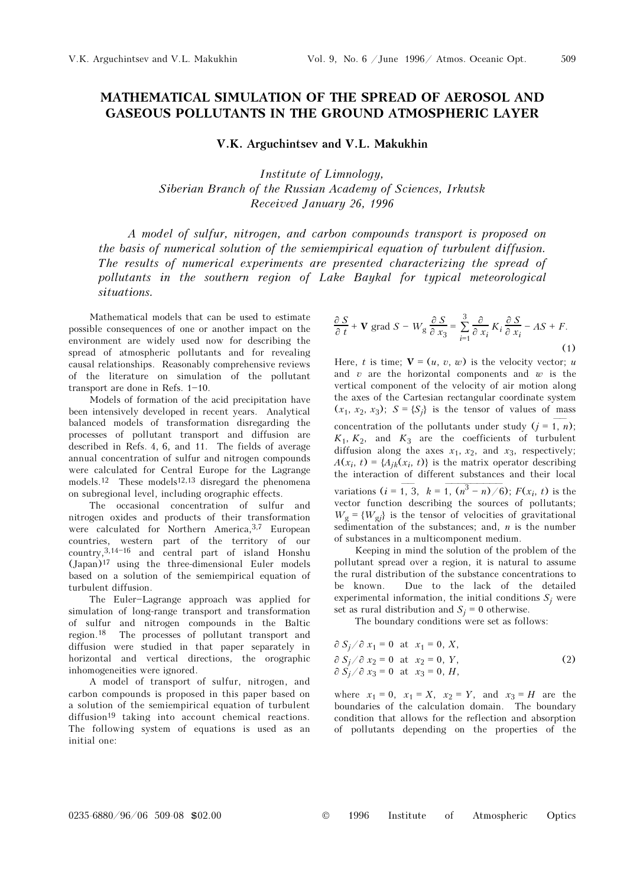# MATHEMATICAL SIMULATION OF THE SPREAD OF AEROSOL AND GASEOUS POLLUTANTS IN THE GROUND ATMOSPHERIC LAYER

**V.K. Arguchintsev and V.L. Makukhin**

*Institute of Limnology,*
*Siberian Branch of the Russian Academy of Sciences, Irkutsk*
*Received January 26, 1996*

*A model of sulfur, nitrogen, and carbon compounds transport is proposed on the basis of numerical solution of the semiempirical equation of turbulent diffusion. The results of numerical experiments are presented characterizing the spread of pollutants in the southern region of Lake Baykal for typical meteorological situations.*

Mathematical models that can be used to estimate possible consequences of one or another impact on the environment are widely used now for describing the spread of atmospheric pollutants and for revealing causal relationships. Reasonably comprehensive reviews of the literature on simulation of the pollutant transport are done in Refs. 1–10.

Models of formation of the acid precipitation have been intensively developed in recent years. Analytical balanced models of transformation disregarding the processes of pollutant transport and diffusion are described in Refs. 4, 6, and 11. The fields of average annual concentration of sulfur and nitrogen compounds were calculated for Central Europe for the Lagrange models.[12] These models[12,13] disregard the phenomena on subregional level, including orographic effects.

The occasional concentration of sulfur and nitrogen oxides and products of their transformation were calculated for Northern America,[3,7] European countries, western part of the territory of our country,[3,14–16] and central part of island Honshu (Japan)[17] using the three-dimensional Euler models based on a solution of the semiempirical equation of turbulent diffusion.

The Euler–Lagrange approach was applied for simulation of long-range transport and transformation of sulfur and nitrogen compounds in the Baltic region.[18] The processes of pollutant transport and diffusion were studied in that paper separately in horizontal and vertical directions, the orographic inhomogeneities were ignored.

A model of transport of sulfur, nitrogen, and carbon compounds is proposed in this paper based on a solution of the semiempirical equation of turbulent diffusion[19] taking into account chemical reactions. The following system of equations is used as an initial one:

$$\frac{\partial S}{\partial t} + \mathbf{V} \operatorname{grad} S - W_g \frac{\partial S}{\partial x_3} = \sum_{i=1}^{3} \frac{\partial}{\partial x_i} K_i \frac{\partial S}{\partial x_i} - AS + F. \tag{1}$$

Here, $t$ is time; $\mathbf{V} = (u, v, w)$ is the velocity vector; $u$ and $v$ are the horizontal components and $w$ is the vertical component of the velocity of air motion along the axes of the Cartesian rectangular coordinate system $(x_1, x_2, x_3)$; $S = \{S_j\}$ is the tensor of values of mass concentration of the pollutants under study ($j = \overline{1, n}$); $K_1$, $K_2$, and $K_3$ are the coefficients of turbulent diffusion along the axes $x_1$, $x_2$, and $x_3$, respectively; $A(x_i, t) = \{A_{jk}(x_i, t)\}$ is the matrix operator describing the interaction of different substances and their local variations ($i = \overline{1, 3}$, $k = \overline{1, (n^3 - n)/6}$); $F(x_i, t)$ is the vector function describing the sources of pollutants; $W_g = \{W_{gj}\}$ is the tensor of velocities of gravitational sedimentation of the substances; and, $n$ is the number of substances in a multicomponent medium.

Keeping in mind the solution of the problem of the pollutant spread over a region, it is natural to assume the rural distribution of the substance concentrations to be known. Due to the lack of the detailed experimental information, the initial conditions $S_j$ were set as rural distribution and $S_j = 0$ otherwise.

The boundary conditions were set as follows:

$$\begin{aligned} \partial S_j / \partial x_1 &= 0 \text{ at } x_1 = 0, X, \\ \partial S_j / \partial x_2 &= 0 \text{ at } x_2 = 0, Y, \\ \partial S_j / \partial x_3 &= 0 \text{ at } x_3 = 0, H, \end{aligned} \tag{2}$$

where $x_1 = 0$, $x_1 = X$, $x_2 = Y$, and $x_3 = H$ are the boundaries of the calculation domain. The boundary condition that allows for the reflection and absorption of pollutants depending on the properties of the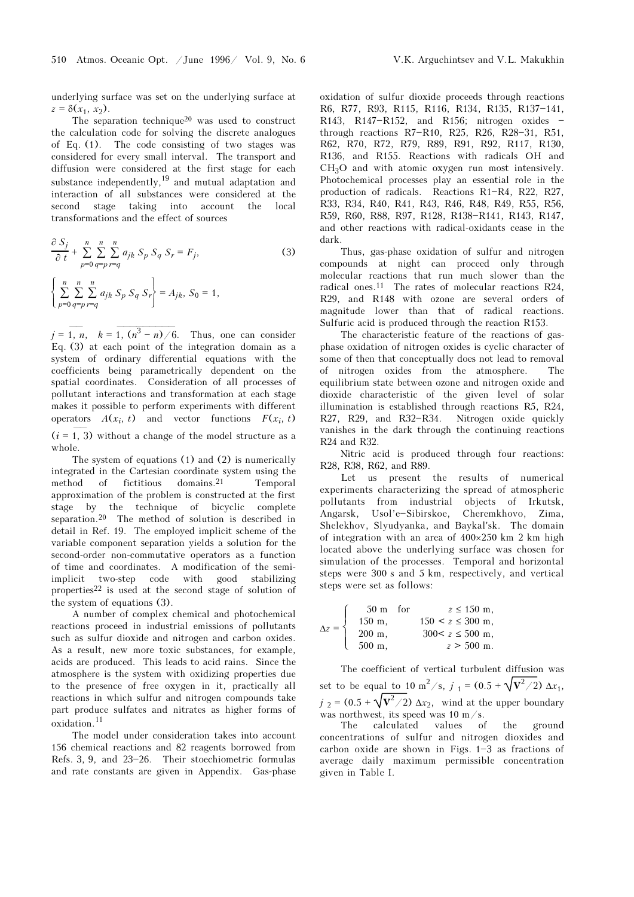underlying surface was set on the underlying surface at $z = \delta(x_1, x_2)$.

The separation technique[20] was used to construct the calculation code for solving the discrete analogues of Eq. (1). The code consisting of two stages was considered for every small interval. The transport and diffusion were considered at the first stage for each substance independently,[19] and mutual adaptation and interaction of all substances were considered at the second stage taking into account the local transformations and the effect of sources

$$\frac{\partial S_j}{\partial t} + \sum_{p=0}^{n} \sum_{q=p}^{n} \sum_{r=q}^{n} a_{jk} S_p S_q S_r = F_j, \tag{3}$$

$$\left\{ \sum_{p=0}^{n} \sum_{q=p}^{n} \sum_{r=q}^{n} a_{jk} S_p S_q S_r \right\} = A_{jk}, \; S_0 = 1,$$

$j = \overline{1, n}$, $k = \overline{1, (n^3 - n)/6}$. Thus, one can consider Eq. (3) at each point of the integration domain as a system of ordinary differential equations with the coefficients being parametrically dependent on the spatial coordinates. Consideration of all processes of pollutant interactions and transformation at each stage makes it possible to perform experiments with different operators $A(x_i, t)$ and vector functions $F(x_i, t)$ $(i = \overline{1, 3})$ without a change of the model structure as a whole.

The system of equations (1) and (2) is numerically integrated in the Cartesian coordinate system using the method of fictitious domains.[21] Temporal approximation of the problem is constructed at the first stage by the technique of bicyclic complete separation.[20] The method of solution is described in detail in Ref. 19. The employed implicit scheme of the variable component separation yields a solution for the second-order non-commutative operators as a function of time and coordinates. A modification of the semi-implicit two-step code with good stabilizing properties[22] is used at the second stage of solution of the system of equations (3).

A number of complex chemical and photochemical reactions proceed in industrial emissions of pollutants such as sulfur dioxide and nitrogen and carbon oxides. As a result, new more toxic substances, for example, acids are produced. This leads to acid rains. Since the atmosphere is the system with oxidizing properties due to the presence of free oxygen in it, practically all reactions in which sulfur and nitrogen compounds take part produce sulfates and nitrates as higher forms of oxidation.[11]

The model under consideration takes into account 156 chemical reactions and 82 reagents borrowed from Refs. 3, 9, and 23–26. Their stoechiometric formulas and rate constants are given in Appendix. Gas-phase oxidation of sulfur dioxide proceeds through reactions R6, R77, R93, R115, R116, R134, R135, R137–141, R143, R147–R152, and R156; nitrogen oxides – through reactions R7–R10, R25, R26, R28–31, R51, R62, R70, R72, R79, R89, R91, R92, R117, R130, R136, and R155. Reactions with radicals OH and $CH_3O$ and with atomic oxygen run most intensively. Photochemical processes play an essential role in the production of radicals. Reactions R1–R4, R22, R27, R33, R34, R40, R41, R43, R46, R48, R49, R55, R56, R59, R60, R88, R97, R128, R138–R141, R143, R147, and other reactions with radical-oxidants cease in the dark.

Thus, gas-phase oxidation of sulfur and nitrogen compounds at night can proceed only through molecular reactions that run much slower than the radical ones.[11] The rates of molecular reactions R24, R29, and R148 with ozone are several orders of magnitude lower than that of radical reactions. Sulfuric acid is produced through the reaction R153.

The characteristic feature of the reactions of gas-phase oxidation of nitrogen oxides is cyclic character of some of then that conceptually does not lead to removal of nitrogen oxides from the atmosphere. The equilibrium state between ozone and nitrogen oxide and dioxide characteristic of the given level of solar illumination is established through reactions R5, R24, R27, R29, and R32–R34. Nitrogen oxide quickly vanishes in the dark through the continuing reactions R24 and R32.

Nitric acid is produced through four reactions: R28, R38, R62, and R89.

Let us present the results of numerical experiments characterizing the spread of atmospheric pollutants from industrial objects of Irkutsk, Angarsk, Usol'e–Sibirskoe, Cheremkhovo, Zima, Shelekhov, Slyudyanka, and Baykal'sk. The domain of integration with an area of 400×250 km 2 km high located above the underlying surface was chosen for simulation of the processes. Temporal and horizontal steps were 300 s and 5 km, respectively, and vertical steps were set as follows:

$$\Delta z = \begin{cases} 50 \text{ m} & \text{for} \quad z \le 150 \text{ m}, \\ 150 \text{ m}, & 150 < z \le 300 \text{ m}, \\ 200 \text{ m}, & 300 < z \le 500 \text{ m}, \\ 500 \text{ m}, & z > 500 \text{ m}. \end{cases}$$

The coefficient of vertical turbulent diffusion was set to be equal to 10 $m^2/s$, $j_1 = (0.5 + \sqrt{\mathbf{V}^2/2})\, \Delta x_1$, $j_2 = (0.5 + \sqrt{\mathbf{V}^2/2})\, \Delta x_2$, wind at the upper boundary was northwest, its speed was 10 m/s.

The calculated values of the ground concentrations of sulfur and nitrogen dioxides and carbon oxide are shown in Figs. 1–3 as fractions of average daily maximum permissible concentration given in Table I.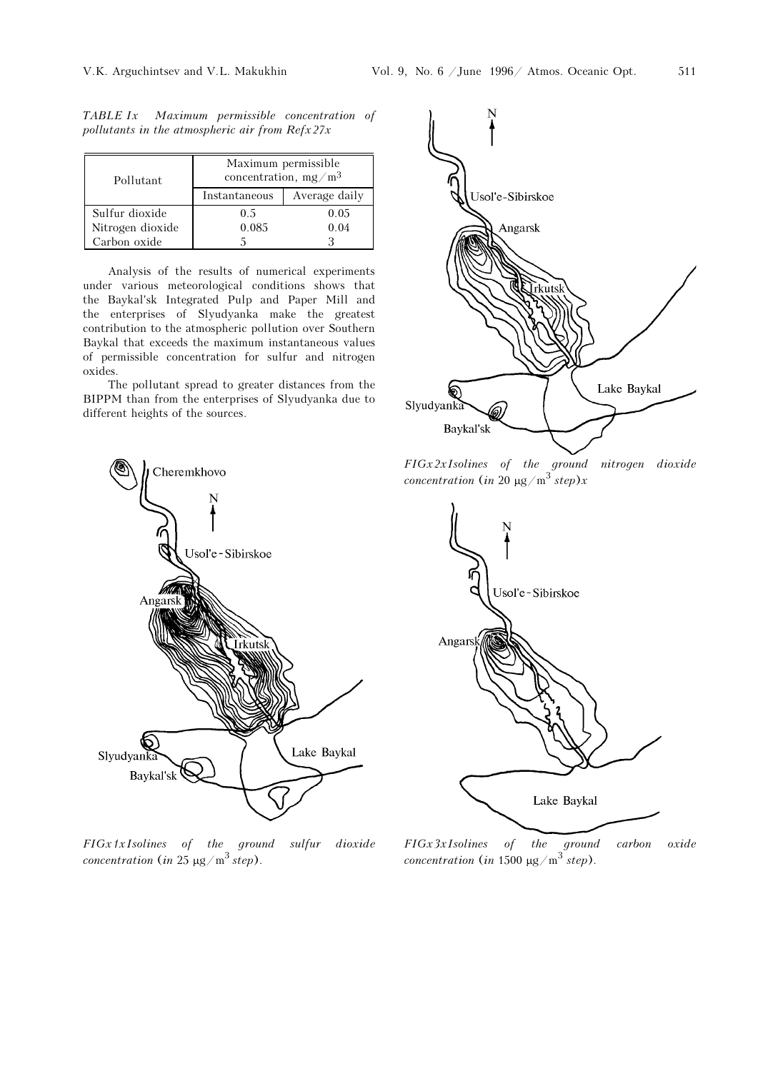*TABLE I. Maximum permissible concentration of pollutants in the atmospheric air from Ref. 27.*

| Pollutant | Maximum permissible concentration, $mg/m^3$ | |
|---|---|---|
| | Instantaneous | Average daily |
| Sulfur dioxide | 0.5 | 0.05 |
| Nitrogen dioxide | 0.085 | 0.04 |
| Carbon oxide | 5 | 3 |

Analysis of the results of numerical experiments under various meteorological conditions shows that the Baykal'sk Integrated Pulp and Paper Mill and the enterprises of Slyudyanka make the greatest contribution to the atmospheric pollution over Southern Baykal that exceeds the maximum instantaneous values of permissible concentration for sulfur and nitrogen oxides.

The pollutant spread to greater distances from the BIPPM than from the enterprises of Slyudyanka due to different heights of the sources.

*FIG. 1. Isolines of the ground sulfur dioxide concentration (in 25 $\mu g/m^3$ step).*

*FIG. 2. Isolines of the ground nitrogen dioxide concentration (in 20 $\mu g/m^3$ step).*

*FIG. 3. Isolines of the ground carbon oxide concentration (in 1500 $\mu g/m^3$ step).*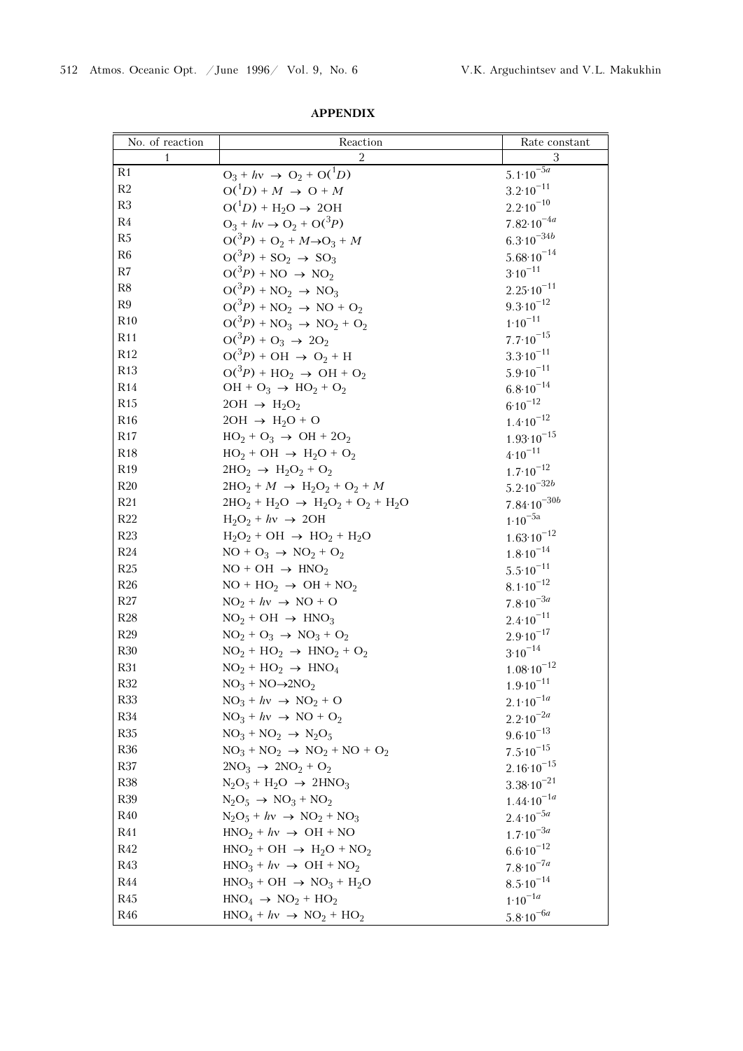## APPENDIX

| No. of reaction | Reaction | Rate constant |
|---|---|---|
| 1 | 2 | 3 |
| R1 | $O_3 + h\nu \rightarrow O_2 + O(^1D)$ | $5.1{\cdot}10^{-5a}$ |
| R2 | $O(^1D) + M \rightarrow O + M$ | $3.2{\cdot}10^{-11}$ |
| R3 | $O(^1D) + H_2O \rightarrow 2OH$ | $2.2{\cdot}10^{-10}$ |
| R4 | $O_3 + h\nu \rightarrow O_2 + O(^3P)$ | $7.82{\cdot}10^{-4a}$ |
| R5 | $O(^3P) + O_2 + M \rightarrow O_3 + M$ | $6.3{\cdot}10^{-34b}$ |
| R6 | $O(^3P) + SO_2 \rightarrow SO_3$ | $5.68{\cdot}10^{-14}$ |
| R7 | $O(^3P) + NO \rightarrow NO_2$ | $3{\cdot}10^{-11}$ |
| R8 | $O(^3P) + NO_2 \rightarrow NO_3$ | $2.25{\cdot}10^{-11}$ |
| R9 | $O(^3P) + NO_2 \rightarrow NO + O_2$ | $9.3{\cdot}10^{-12}$ |
| R10 | $O(^3P) + NO_3 \rightarrow NO_2 + O_2$ | $1{\cdot}10^{-11}$ |
| R11 | $O(^3P) + O_3 \rightarrow 2O_2$ | $7.7{\cdot}10^{-15}$ |
| R12 | $O(^3P) + OH \rightarrow O_2 + H$ | $3.3{\cdot}10^{-11}$ |
| R13 | $O(^3P) + HO_2 \rightarrow OH + O_2$ | $5.9{\cdot}10^{-11}$ |
| R14 | $OH + O_3 \rightarrow HO_2 + O_2$ | $6.8{\cdot}10^{-14}$ |
| R15 | $2OH \rightarrow H_2O_2$ | $6{\cdot}10^{-12}$ |
| R16 | $2OH \rightarrow H_2O + O$ | $1.4{\cdot}10^{-12}$ |
| R17 | $HO_2 + O_3 \rightarrow OH + 2O_2$ | $1.93{\cdot}10^{-15}$ |
| R18 | $HO_2 + OH \rightarrow H_2O + O_2$ | $4{\cdot}10^{-11}$ |
| R19 | $2HO_2 \rightarrow H_2O_2 + O_2$ | $1.7{\cdot}10^{-12}$ |
| R20 | $2HO_2 + M \rightarrow H_2O_2 + O_2 + M$ | $5.2{\cdot}10^{-32b}$ |
| R21 | $2HO_2 + H_2O \rightarrow H_2O_2 + O_2 + H_2O$ | $7.84{\cdot}10^{-30b}$ |
| R22 | $H_2O_2 + h\nu \rightarrow 2OH$ | $1{\cdot}10^{-5a}$ |
| R23 | $H_2O_2 + OH \rightarrow HO_2 + H_2O$ | $1.63{\cdot}10^{-12}$ |
| R24 | $NO + O_3 \rightarrow NO_2 + O_2$ | $1.8{\cdot}10^{-14}$ |
| R25 | $NO + OH \rightarrow HNO_2$ | $5.5{\cdot}10^{-11}$ |
| R26 | $NO + HO_2 \rightarrow OH + NO_2$ | $8.1{\cdot}10^{-12}$ |
| R27 | $NO_2 + h\nu \rightarrow NO + O$ | $7.8{\cdot}10^{-3a}$ |
| R28 | $NO_2 + OH \rightarrow HNO_3$ | $2.4{\cdot}10^{-11}$ |
| R29 | $NO_2 + O_3 \rightarrow NO_3 + O_2$ | $2.9{\cdot}10^{-17}$ |
| R30 | $NO_2 + HO_2 \rightarrow HNO_2 + O_2$ | $3{\cdot}10^{-14}$ |
| R31 | $NO_2 + HO_2 \rightarrow HNO_4$ | $1.08{\cdot}10^{-12}$ |
| R32 | $NO_3 + NO \rightarrow 2NO_2$ | $1.9{\cdot}10^{-11}$ |
| R33 | $NO_3 + h\nu \rightarrow NO_2 + O$ | $2.1{\cdot}10^{-1a}$ |
| R34 | $NO_3 + h\nu \rightarrow NO + O_2$ | $2.2{\cdot}10^{-2a}$ |
| R35 | $NO_3 + NO_2 \rightarrow N_2O_5$ | $9.6{\cdot}10^{-13}$ |
| R36 | $NO_3 + NO_2 \rightarrow NO_2 + NO + O_2$ | $7.5{\cdot}10^{-15}$ |
| R37 | $2NO_3 \rightarrow 2NO_2 + O_2$ | $2.16{\cdot}10^{-15}$ |
| R38 | $N_2O_5 + H_2O \rightarrow 2HNO_3$ | $3.38{\cdot}10^{-21}$ |
| R39 | $N_2O_5 \rightarrow NO_3 + NO_2$ | $1.44{\cdot}10^{-1a}$ |
| R40 | $N_2O_5 + h\nu \rightarrow NO_2 + NO_3$ | $2.4{\cdot}10^{-5a}$ |
| R41 | $HNO_2 + h\nu \rightarrow OH + NO$ | $1.7{\cdot}10^{-3a}$ |
| R42 | $HNO_2 + OH \rightarrow H_2O + NO_2$ | $6.6{\cdot}10^{-12}$ |
| R43 | $HNO_3 + h\nu \rightarrow OH + NO_2$ | $7.8{\cdot}10^{-7a}$ |
| R44 | $HNO_3 + OH \rightarrow NO_3 + H_2O$ | $8.5{\cdot}10^{-14}$ |
| R45 | $HNO_4 \rightarrow NO_2 + HO_2$ | $1{\cdot}10^{-1a}$ |
| R46 | $HNO_4 + h\nu \rightarrow NO_2 + HO_2$ | $5.8{\cdot}10^{-6a}$ |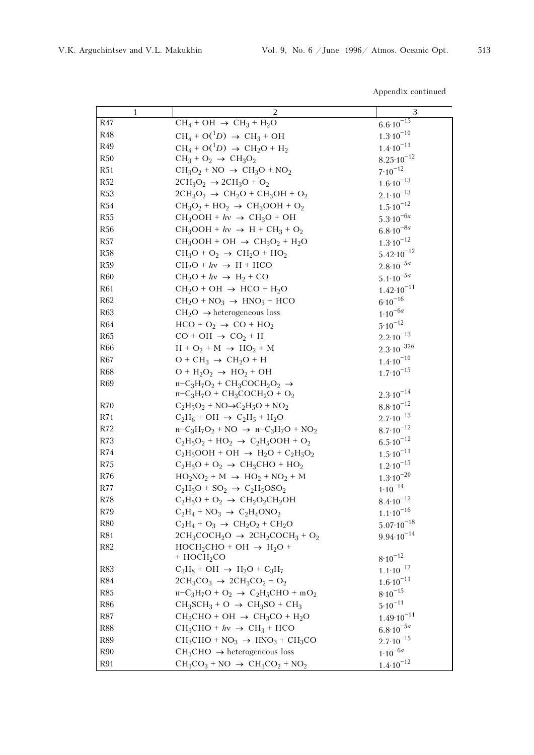Appendix continued

| 1 | 2 | 3 |
|---|---|---|
| R47 | $CH_4 + OH \rightarrow CH_3 + H_2O$ | $6.6 \cdot 10^{-15}$ |
| R48 | $CH_4 + O(^1D) \rightarrow CH_3 + OH$ | $1.3 \cdot 10^{-10}$ |
| R49 | $CH_4 + O(^1D) \rightarrow CH_2O + H_2$ | $1.4 \cdot 10^{-11}$ |
| R50 | $CH_3 + O_2 \rightarrow CH_3O_2$ | $8.25 \cdot 10^{-12}$ |
| R51 | $CH_3O_2 + NO \rightarrow CH_3O + NO_2$ | $7 \cdot 10^{-12}$ |
| R52 | $2CH_3O_2 \rightarrow 2CH_3O + O_2$ | $1.6 \cdot 10^{-13}$ |
| R53 | $2CH_3O_2 \rightarrow CH_2O + CH_3OH + O_2$ | $2.1 \cdot 10^{-13}$ |
| R54 | $CH_3O_2 + HO_2 \rightarrow CH_3OOH + O_2$ | $1.5 \cdot 10^{-12}$ |
| R55 | $CH_3OOH + h\nu \rightarrow CH_3O + OH$ | $5.3 \cdot 10^{-6a}$ |
| R56 | $CH_3OOH + h\nu \rightarrow H + CH_3 + O_2$ | $6.8 \cdot 10^{-8a}$ |
| R57 | $CH_3OOH + OH \rightarrow CH_3O_2 + H_2O$ | $1.3 \cdot 10^{-12}$ |
| R58 | $CH_3O + O_2 \rightarrow CH_2O + HO_2$ | $5.42 \cdot 10^{-12}$ |
| R59 | $CH_2O + h\nu \rightarrow H + HCO$ | $2.8 \cdot 10^{-5a}$ |
| R60 | $CH_2O + h\nu \rightarrow H_2 + CO$ | $5.1 \cdot 10^{-5a}$ |
| R61 | $CH_2O + OH \rightarrow HCO + H_2O$ | $1.42 \cdot 10^{-11}$ |
| R62 | $CH_2O + NO_3 \rightarrow HNO_3 + HCO$ | $6 \cdot 10^{-16}$ |
| R63 | $CH_2O \rightarrow$ heterogeneous loss | $1 \cdot 10^{-6a}$ |
| R64 | $HCO + O_2 \rightarrow CO + HO_2$ | $5 \cdot 10^{-12}$ |
| R65 | $CO + OH \rightarrow CO_2 + H$ | $2.2 \cdot 10^{-13}$ |
| R66 | $H + O_2 + M \rightarrow HO_2 + M$ | $2.3 \cdot 10^{-32b}$ |
| R67 | $O + CH_3 \rightarrow CH_2O + H$ | $1.4 \cdot 10^{-10}$ |
| R68 | $O + H_2O_2 \rightarrow HO_2 + OH$ | $1.7 \cdot 10^{-15}$ |
| R69 | н$-C_3H_7O_2 + CH_3COCH_2O_2 \rightarrow$ н$-C_3H_7O + CH_3COCH_2O + O_2$ | $2.3 \cdot 10^{-14}$ |
| R70 | $C_2H_5O_2 + NO \rightarrow C_2H_5O + NO_2$ | $8.8 \cdot 10^{-12}$ |
| R71 | $C_2H_6 + OH \rightarrow C_2H_5 + H_2O$ | $2.7 \cdot 10^{-13}$ |
| R72 | н$-C_3H_7O_2 + NO \rightarrow$ н$-C_3H_7O + NO_2$ | $8.7 \cdot 10^{-12}$ |
| R73 | $C_2H_5O_2 + HO_2 \rightarrow C_2H_5OOH + O_2$ | $6.5 \cdot 10^{-12}$ |
| R74 | $C_2H_5OOH + OH \rightarrow H_2O + C_2H_5O_2$ | $1.5 \cdot 10^{-11}$ |
| R75 | $C_2H_5O + O_2 \rightarrow CH_3CHO + HO_2$ | $1.2 \cdot 10^{-15}$ |
| R76 | $HO_2NO_2 + M \rightarrow HO_2 + NO_2 + M$ | $1.3 \cdot 10^{-20}$ |
| R77 | $C_2H_5O + SO_2 \rightarrow C_2H_5OSO_2$ | $1 \cdot 10^{-14}$ |
| R78 | $C_2H_5O + O_2 \rightarrow CH_2O_2CH_2OH$ | $8.4 \cdot 10^{-12}$ |
| R79 | $C_2H_4 + NO_3 \rightarrow C_2H_4ONO_2$ | $1.1 \cdot 10^{-16}$ |
| R80 | $C_2H_4 + O_3 \rightarrow CH_2O_2 + CH_2O$ | $5.07 \cdot 10^{-18}$ |
| R81 | $2CH_3COCH_2O \rightarrow 2CH_2COCH_3 + O_2$ | $9.94 \cdot 10^{-14}$ |
| R82 | $HOCH_2CHO + OH \rightarrow H_2O + HOCH_2CO$ | $8 \cdot 10^{-12}$ |
| R83 | $C_3H_8 + OH \rightarrow H_2O + C_3H_7$ | $1.1 \cdot 10^{-12}$ |
| R84 | $2CH_3CO_3 \rightarrow 2CH_3CO_2 + O_2$ | $1.6 \cdot 10^{-11}$ |
| R85 | н$-C_3H_7O + O_2 \rightarrow C_2H_5CHO + mO_2$ | $8 \cdot 10^{-15}$ |
| R86 | $CH_3SCH_3 + O \rightarrow CH_3SO + CH_3$ | $5 \cdot 10^{-11}$ |
| R87 | $CH_3CHO + OH \rightarrow CH_3CO + H_2O$ | $1.49 \cdot 10^{-11}$ |
| R88 | $CH_3CHO + h\nu \rightarrow CH_3 + HCO$ | $6.8 \cdot 10^{-5a}$ |
| R89 | $CH_3CHO + NO_3 \rightarrow HNO_3 + CH_3CO$ | $2.7 \cdot 10^{-15}$ |
| R90 | $CH_3CHO \rightarrow$ heterogeneous loss | $1 \cdot 10^{-6a}$ |
| R91 | $CH_3CO_3 + NO \rightarrow CH_3CO_2 + NO_2$ | $1.4 \cdot 10^{-12}$ |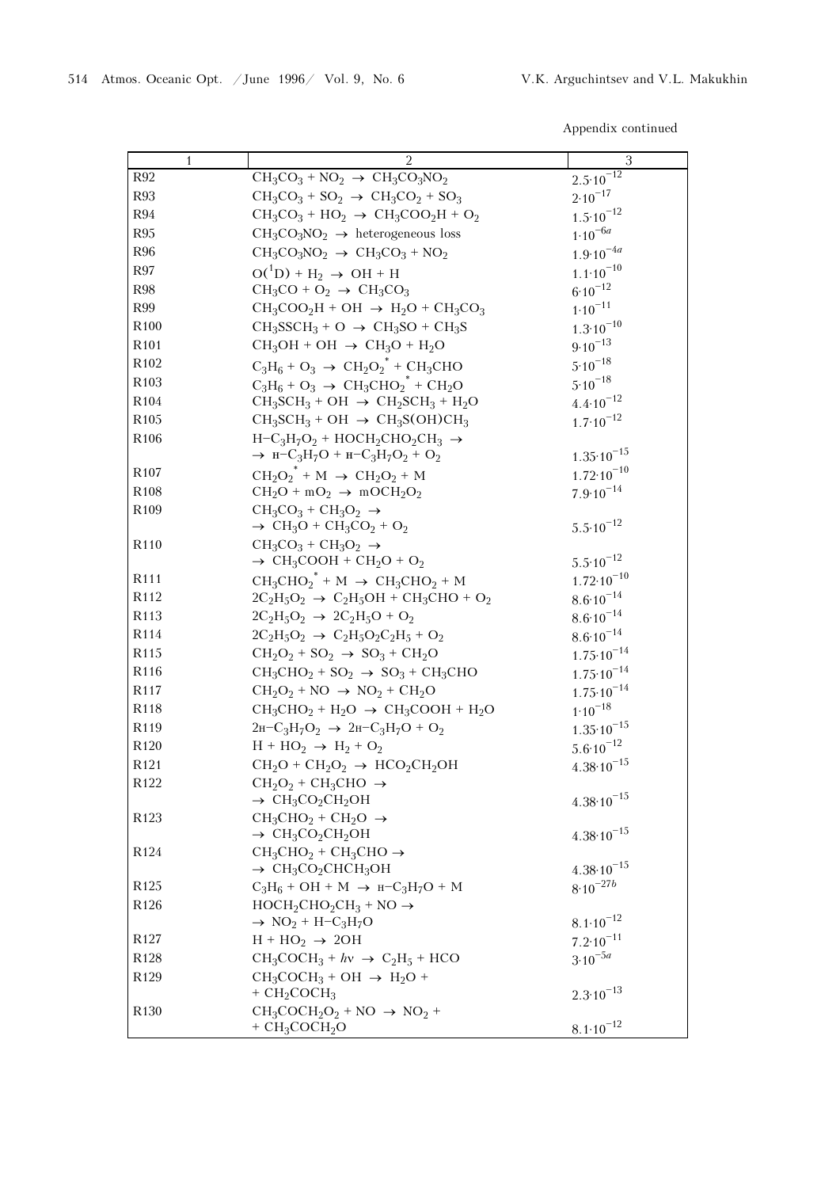Appendix continued

| 1 | 2 | 3 |
|---|---|---|
| R92 | $CH_3CO_3 + NO_2 \rightarrow CH_3CO_3NO_2$ | $2.5 \cdot 10^{-12}$ |
| R93 | $CH_3CO_3 + SO_2 \rightarrow CH_3CO_2 + SO_3$ | $2 \cdot 10^{-17}$ |
| R94 | $CH_3CO_3 + HO_2 \rightarrow CH_3COO_2H + O_2$ | $1.5 \cdot 10^{-12}$ |
| R95 | $CH_3CO_3NO_2 \rightarrow$ heterogeneous loss | $1 \cdot 10^{-6a}$ |
| R96 | $CH_3CO_3NO_2 \rightarrow CH_3CO_3 + NO_2$ | $1.9 \cdot 10^{-4a}$ |
| R97 | $O(^1D) + H_2 \rightarrow OH + H$ | $1.1 \cdot 10^{-10}$ |
| R98 | $CH_3CO + O_2 \rightarrow CH_3CO_3$ | $6 \cdot 10^{-12}$ |
| R99 | $CH_3COO_2H + OH \rightarrow H_2O + CH_3CO_3$ | $1 \cdot 10^{-11}$ |
| R100 | $CH_3SSCH_3 + O \rightarrow CH_3SO + CH_3S$ | $1.3 \cdot 10^{-10}$ |
| R101 | $CH_3OH + OH \rightarrow CH_3O + H_2O$ | $9 \cdot 10^{-13}$ |
| R102 | $C_3H_6 + O_3 \rightarrow CH_2O_2^* + CH_3CHO$ | $5 \cdot 10^{-18}$ |
| R103 | $C_3H_6 + O_3 \rightarrow CH_3CHO_2^* + CH_2O$ | $5 \cdot 10^{-18}$ |
| R104 | $CH_3SCH_3 + OH \rightarrow CH_2SCH_3 + H_2O$ | $4.4 \cdot 10^{-12}$ |
| R105 | $CH_3SCH_3 + OH \rightarrow CH_3S(OH)CH_3$ | $1.7 \cdot 10^{-12}$ |
| R106 | $H{-}C_3H_7O_2 + HOCH_2CHO_2CH_3 \rightarrow$ $\rightarrow$ н$-C_3H_7O$ + н$-C_3H_7O_2 + O_2$ | $1.35 \cdot 10^{-15}$ |
| R107 | $CH_2O_2^* + M \rightarrow CH_2O_2 + M$ | $1.72 \cdot 10^{-10}$ |
| R108 | $CH_2O + mO_2 \rightarrow mOCH_2O_2$ | $7.9 \cdot 10^{-14}$ |
| R109 | $CH_3CO_3 + CH_3O_2 \rightarrow$ $\rightarrow CH_3O + CH_3CO_2 + O_2$ | $5.5 \cdot 10^{-12}$ |
| R110 | $CH_3CO_3 + CH_3O_2 \rightarrow$ $\rightarrow CH_3COOH + CH_2O + O_2$ | $5.5 \cdot 10^{-12}$ |
| R111 | $CH_3CHO_2^* + M \rightarrow CH_3CHO_2 + M$ | $1.72 \cdot 10^{-10}$ |
| R112 | $2C_2H_5O_2 \rightarrow C_2H_5OH + CH_3CHO + O_2$ | $8.6 \cdot 10^{-14}$ |
| R113 | $2C_2H_5O_2 \rightarrow 2C_2H_5O + O_2$ | $8.6 \cdot 10^{-14}$ |
| R114 | $2C_2H_5O_2 \rightarrow C_2H_5O_2C_2H_5 + O_2$ | $8.6 \cdot 10^{-14}$ |
| R115 | $CH_2O_2 + SO_2 \rightarrow SO_3 + CH_2O$ | $1.75 \cdot 10^{-14}$ |
| R116 | $CH_3CHO_2 + SO_2 \rightarrow SO_3 + CH_3CHO$ | $1.75 \cdot 10^{-14}$ |
| R117 | $CH_2O_2 + NO \rightarrow NO_2 + CH_2O$ | $1.75 \cdot 10^{-14}$ |
| R118 | $CH_3CHO_2 + H_2O \rightarrow CH_3COOH + H_2O$ | $1 \cdot 10^{-18}$ |
| R119 | 2н$-C_3H_7O_2 \rightarrow$ 2н$-C_3H_7O + O_2$ | $1.35 \cdot 10^{-15}$ |
| R120 | $H + HO_2 \rightarrow H_2 + O_2$ | $5.6 \cdot 10^{-12}$ |
| R121 | $CH_2O + CH_2O_2 \rightarrow HCO_2CH_2OH$ | $4.38 \cdot 10^{-15}$ |
| R122 | $CH_2O_2 + CH_3CHO \rightarrow$ $\rightarrow CH_3CO_2CH_2OH$ | $4.38 \cdot 10^{-15}$ |
| R123 | $CH_3CHO_2 + CH_2O \rightarrow$ $\rightarrow CH_3CO_2CH_2OH$ | $4.38 \cdot 10^{-15}$ |
| R124 | $CH_3CHO_2 + CH_3CHO \rightarrow$ $\rightarrow CH_3CO_2CHCH_3OH$ | $4.38 \cdot 10^{-15}$ |
| R125 | $C_3H_6 + OH + M \rightarrow$ н$-C_3H_7O + M$ | $8 \cdot 10^{-27b}$ |
| R126 | $HOCH_2CHO_2CH_3 + NO \rightarrow$ $\rightarrow NO_2 + H{-}C_3H_7O$ | $8.1 \cdot 10^{-12}$ |
| R127 | $H + HO_2 \rightarrow 2OH$ | $7.2 \cdot 10^{-11}$ |
| R128 | $CH_3COCH_3 + h\nu \rightarrow C_2H_5 + HCO$ | $3 \cdot 10^{-5a}$ |
| R129 | $CH_3COCH_3 + OH \rightarrow H_2O +$ $+ CH_2COCH_3$ | $2.3 \cdot 10^{-13}$ |
| R130 | $CH_3COCH_2O_2 + NO \rightarrow NO_2 +$ $+ CH_3COCH_2O$ | $8.1 \cdot 10^{-12}$ |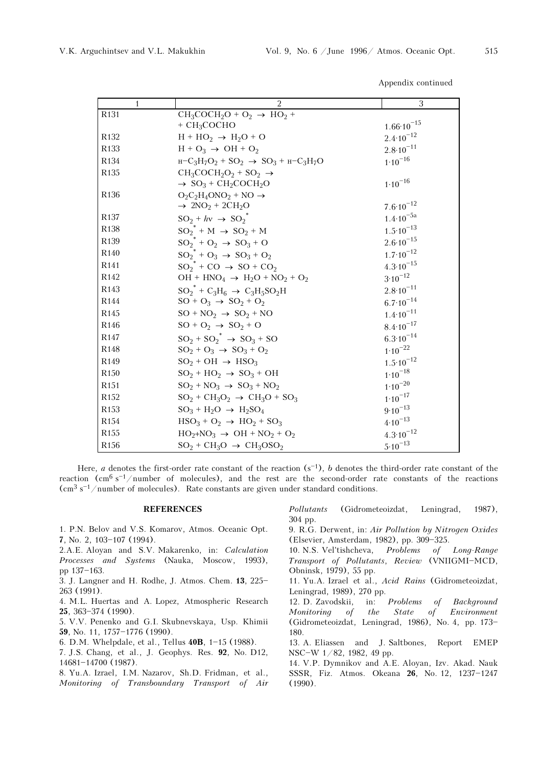Appendix continued

| 1 | 2 | 3 |
|---|---|---|
| R131 | $CH_3COCH_2O + O_2 \rightarrow HO_2 + CH_3COCHO$ | $1.66 \cdot 10^{-15}$ |
| R132 | $H + HO_2 \rightarrow H_2O + O$ | $2.4 \cdot 10^{-12}$ |
| R133 | $H + O_3 \rightarrow OH + O_2$ | $2.8 \cdot 10^{-11}$ |
| R134 | $н{-}C_3H_7O_2 + SO_2 \rightarrow SO_3 + н{-}C_3H_7O$ | $1 \cdot 10^{-16}$ |
| R135 | $CH_3COCH_2O_2 + SO_2 \rightarrow SO_3 + CH_2COCH_2O$ | $1 \cdot 10^{-16}$ |
| R136 | $O_2C_2H_4ONO_2 + NO \rightarrow 2NO_2 + 2CH_2O$ | $7.6 \cdot 10^{-12}$ |
| R137 | $SO_2 + h\nu \rightarrow SO_2^*$ | $1.4 \cdot 10^{-5a}$ |
| R138 | $SO_2^* + M \rightarrow SO_2 + M$ | $1.5 \cdot 10^{-13}$ |
| R139 | $SO_2^* + O_2 \rightarrow SO_3 + O$ | $2.6 \cdot 10^{-15}$ |
| R140 | $SO_2^* + O_3 \rightarrow SO_3 + O_2$ | $1.7 \cdot 10^{-12}$ |
| R141 | $SO_2^* + CO \rightarrow SO + CO_2$ | $4.3 \cdot 10^{-15}$ |
| R142 | $OH + HNO_4 \rightarrow H_2O + NO_2 + O_2$ | $3 \cdot 10^{-12}$ |
| R143 | $SO_2^* + C_3H_6 \rightarrow C_3H_5SO_2H$ | $2.8 \cdot 10^{-11}$ |
| R144 | $SO + O_3 \rightarrow SO_2 + O_2$ | $6.7 \cdot 10^{-14}$ |
| R145 | $SO + NO_2 \rightarrow SO_2 + NO$ | $1.4 \cdot 10^{-11}$ |
| R146 | $SO + O_2 \rightarrow SO_2 + O$ | $8.4 \cdot 10^{-17}$ |
| R147 | $SO_2 + SO_2^* \rightarrow SO_3 + SO$ | $6.3 \cdot 10^{-14}$ |
| R148 | $SO_2 + O_3 \rightarrow SO_3 + O_2$ | $1 \cdot 10^{-22}$ |
| R149 | $SO_2 + OH \rightarrow HSO_3$ | $1.5 \cdot 10^{-12}$ |
| R150 | $SO_2 + HO_2 \rightarrow SO_3 + OH$ | $1 \cdot 10^{-18}$ |
| R151 | $SO_2 + NO_3 \rightarrow SO_3 + NO_2$ | $1 \cdot 10^{-20}$ |
| R152 | $SO_2 + CH_3O_2 \rightarrow CH_3O + SO_3$ | $1 \cdot 10^{-17}$ |
| R153 | $SO_3 + H_2O \rightarrow H_2SO_4$ | $9 \cdot 10^{-13}$ |
| R154 | $HSO_3 + O_2 \rightarrow HO_2 + SO_3$ | $4 \cdot 10^{-13}$ |
| R155 | $HO_2 + NO_3 \rightarrow OH + NO_2 + O_2$ | $4.3 \cdot 10^{-12}$ |
| R156 | $SO_2 + CH_3O \rightarrow CH_3OSO_2$ | $5 \cdot 10^{-13}$ |

Here, *a* denotes the first-order rate constant of the reaction ($s^{-1}$), *b* denotes the third-order rate constant of the reaction ($cm^6\,s^{-1}$/number of molecules), and the rest are the second-order rate constants of the reactions ($cm^3\,s^{-1}$/number of molecules). Rate constants are given under standard conditions.

## REFERENCES

1. P.N. Belov and V.S. Komarov, Atmos. Oceanic Opt. **7**, No. 2, 103–107 (1994).
2. A.E. Aloyan and S.V. Makarenko, in: *Calculation Processes and Systems* (Nauka, Moscow, 1993), pp 137–163.
3. J. Langner and H. Rodhe, J. Atmos. Chem. **13**, 225–263 (1991).
4. M.L. Huertas and A. Lopez, Atmospheric Research **25**, 363–374 (1990).
5. V.V. Penenko and G.I. Skubnevskaya, Usp. Khimii **59**, No. 11, 1757–1776 (1990).
6. D.M. Whelpdale, et al., Tellus **40B**, 1–15 (1988).
7. J.S. Chang, et al., J. Geophys. Res. **92**, No. D12, 14681–14700 (1987).
8. Yu.A. Izrael, I.M. Nazarov, Sh.D. Fridman, et al., *Monitoring of Transboundary Transport of Air Pollutants* (Gidrometeoizdat, Leningrad, 1987), 304 pp.
9. R.G. Derwent, in: *Air Pollution by Nitrogen Oxides* (Elsevier, Amsterdam, 1982), pp. 309–325.
10. N.S. Vel'tishcheva, *Problems of Long-Range Transport of Pollutants*, *Review* (VNIIGMI–MCD, Obninsk, 1979), 55 pp.
11. Yu.A. Izrael et al., *Acid Rains* (Gidrometeoizdat, Leningrad, 1989), 270 pp.
12. D. Zavodskii, in: *Problems of Background Monitoring of the State of Environment* (Gidrometeoizdat, Leningrad, 1986), No. 4, pp. 173–180.
13. A. Eliassen and J. Saltbones, Report EMEP NSC–W 1/82, 1982, 49 pp.
14. V.P. Dymnikov and A.E. Aloyan, Izv. Akad. Nauk SSSR, Fiz. Atmos. Okeana **26**, No. 12, 1237–1247 (1990).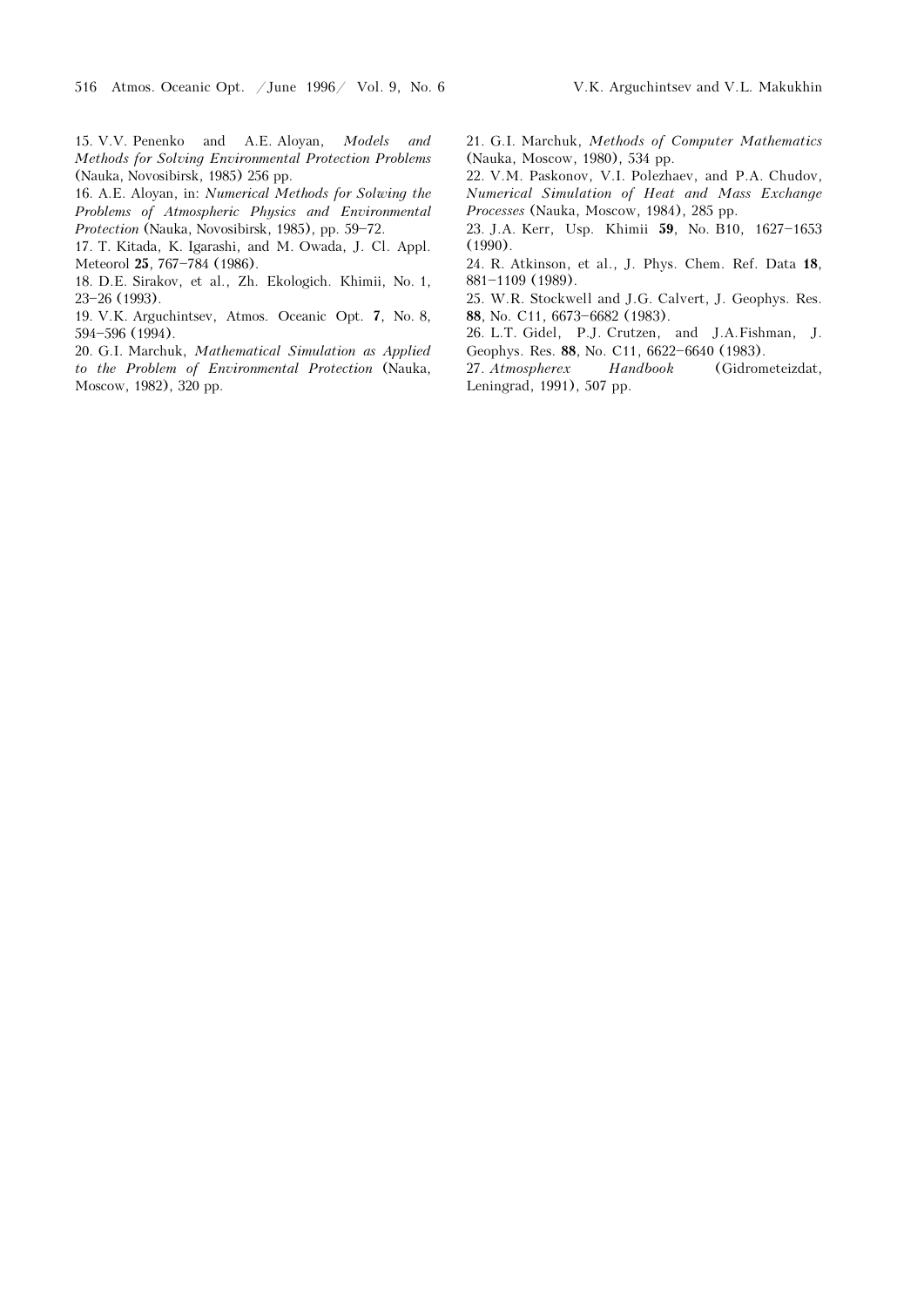15. V.V. Penenko and A.E. Aloyan, *Models and Methods for Solving Environmental Protection Problems* (Nauka, Novosibirsk, 1985) 256 pp.

16. A.E. Aloyan, in: *Numerical Methods for Solwing the Problems of Atmospheric Physics and Environmental Protection* (Nauka, Novosibirsk, 1985), pp. 59–72.

17. T. Kitada, K. Igarashi, and M. Owada, J. Cl. Appl. Meteorol **25**, 767–784 (1986).

18. D.E. Sirakov, et al., Zh. Ekologich. Khimii, No. 1, 23–26 (1993).

19. V.K. Arguchintsev, Atmos. Oceanic Opt. **7**, No. 8, 594–596 (1994).

20. G.I. Marchuk, *Mathematical Simulation as Applied to the Problem of Environmental Protection* (Nauka, Moscow, 1982), 320 pp.

21. G.I. Marchuk, *Methods of Computer Mathematics* (Nauka, Moscow, 1980), 534 pp.

22. V.M. Paskonov, V.I. Polezhaev, and P.A. Chudov, *Numerical Simulation of Heat and Mass Exchange Processes* (Nauka, Moscow, 1984), 285 pp.

23. J.A. Kerr, Usp. Khimii **59**, No. B10, 1627–1653 (1990).

24. R. Atkinson, et al., J. Phys. Chem. Ref. Data **18**, 881–1109 (1989).

25. W.R. Stockwell and J.G. Calvert, J. Geophys. Res. **88**, No. C11, 6673–6682 (1983).

26. L.T. Gidel, P.J. Crutzen, and J.A.Fishman, J. Geophys. Res. **88**, No. C11, 6622–6640 (1983).

27. *Atmospherex Handbook* (Gidrometeizdat, Leningrad, 1991), 507 pp.